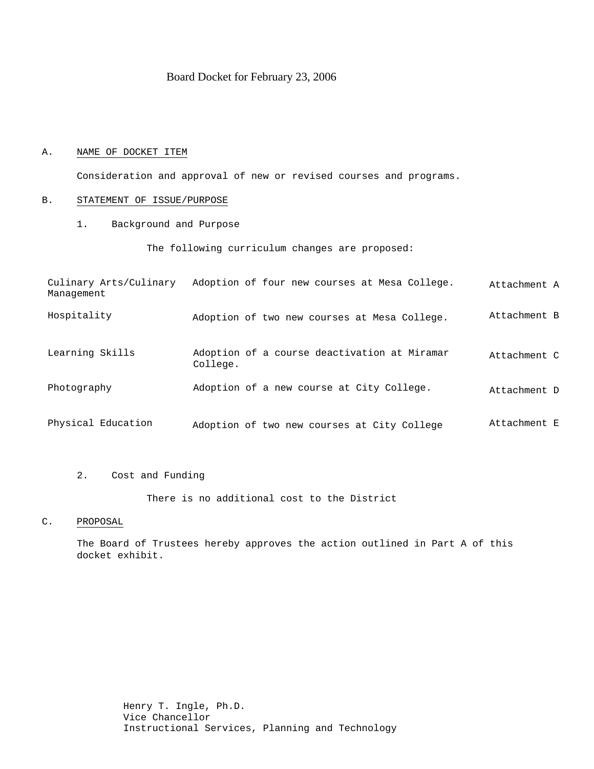Board Docket for February 23, 2006

A. NAME OF DOCKET ITEM

Consideration and approval of new or revised courses and programs.

B. STATEMENT OF ISSUE/PURPOSE

1. Background and Purpose

The following curriculum changes are proposed:

| | | |
|---|---|---|
| Culinary Arts/Culinary Management | Adoption of four new courses at Mesa College. | Attachment A |
| Hospitality | Adoption of two new courses at Mesa College. | Attachment B |
| Learning Skills | Adoption of a course deactivation at Miramar College. | Attachment C |
| Photography | Adoption of a new course at City College. | Attachment D |
| Physical Education | Adoption of two new courses at City College | Attachment E |

2. Cost and Funding

There is no additional cost to the District

C. PROPOSAL

The Board of Trustees hereby approves the action outlined in Part A of this docket exhibit.

Henry T. Ingle, Ph.D.
Vice Chancellor
Instructional Services, Planning and Technology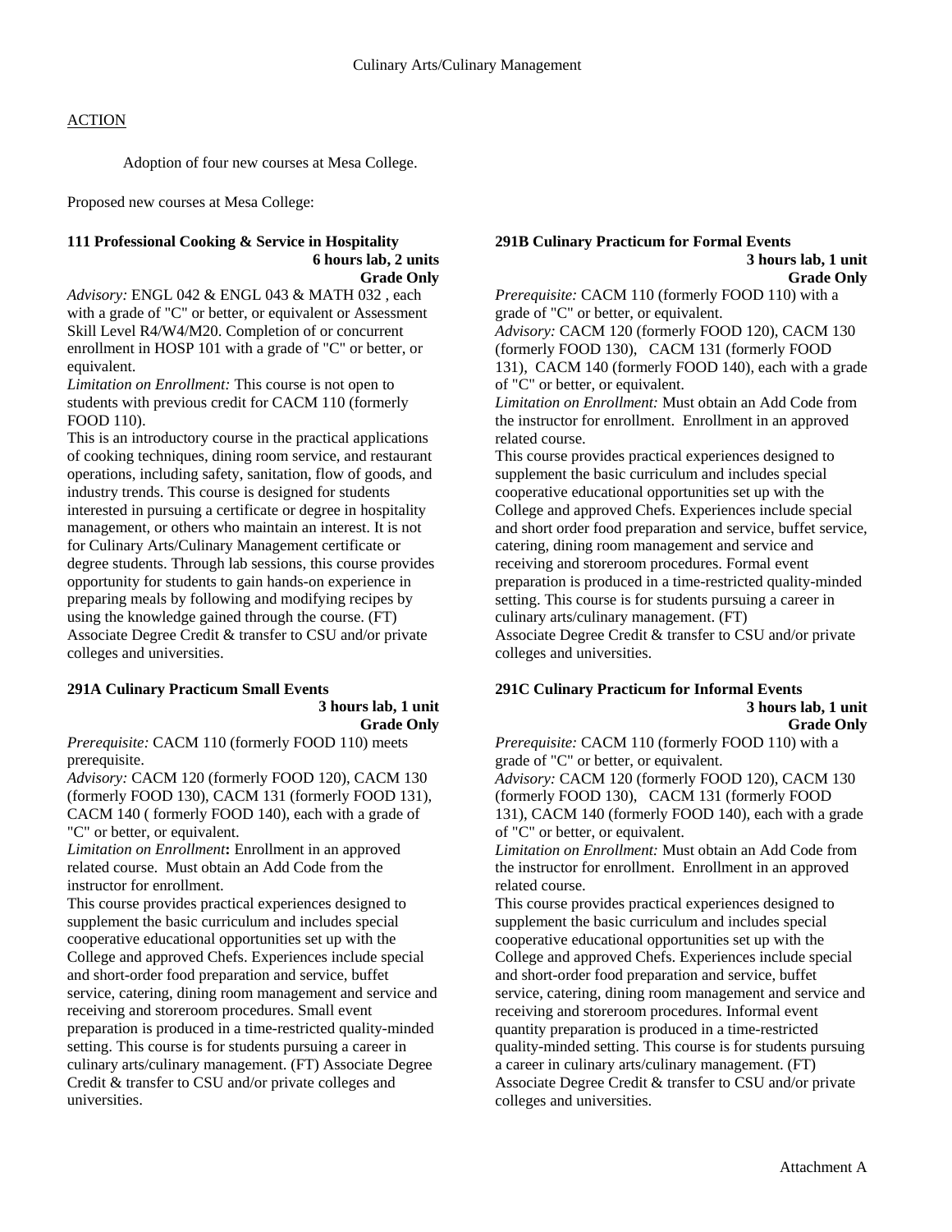# Culinary Arts/Culinary Management

ACTION

Adoption of four new courses at Mesa College.

Proposed new courses at Mesa College:

### 111 Professional Cooking & Service in Hospitality

**6 hours lab, 2 units**
**Grade Only**

*Advisory:* ENGL 042 & ENGL 043 & MATH 032 , each with a grade of "C" or better, or equivalent or Assessment Skill Level R4/W4/M20. Completion of or concurrent enrollment in HOSP 101 with a grade of "C" or better, or equivalent.
*Limitation on Enrollment:* This course is not open to students with previous credit for CACM 110 (formerly FOOD 110).
This is an introductory course in the practical applications of cooking techniques, dining room service, and restaurant operations, including safety, sanitation, flow of goods, and industry trends. This course is designed for students interested in pursuing a certificate or degree in hospitality management, or others who maintain an interest. It is not for Culinary Arts/Culinary Management certificate or degree students. Through lab sessions, this course provides opportunity for students to gain hands-on experience in preparing meals by following and modifying recipes by using the knowledge gained through the course. (FT)
Associate Degree Credit & transfer to CSU and/or private colleges and universities.

### 291A Culinary Practicum Small Events

**3 hours lab, 1 unit**
**Grade Only**

*Prerequisite:* CACM 110 (formerly FOOD 110) meets prerequisite.
*Advisory:* CACM 120 (formerly FOOD 120), CACM 130 (formerly FOOD 130), CACM 131 (formerly FOOD 131), CACM 140 ( formerly FOOD 140), each with a grade of "C" or better, or equivalent.
*Limitation on Enrollment***:** Enrollment in an approved related course. Must obtain an Add Code from the instructor for enrollment.
This course provides practical experiences designed to supplement the basic curriculum and includes special cooperative educational opportunities set up with the College and approved Chefs. Experiences include special and short-order food preparation and service, buffet service, catering, dining room management and service and receiving and storeroom procedures. Small event preparation is produced in a time-restricted quality-minded setting. This course is for students pursuing a career in culinary arts/culinary management. (FT) Associate Degree Credit & transfer to CSU and/or private colleges and universities.

### 291B Culinary Practicum for Formal Events

**3 hours lab, 1 unit**
**Grade Only**

*Prerequisite:* CACM 110 (formerly FOOD 110) with a grade of "C" or better, or equivalent.
*Advisory:* CACM 120 (formerly FOOD 120), CACM 130 (formerly FOOD 130), CACM 131 (formerly FOOD 131), CACM 140 (formerly FOOD 140), each with a grade of "C" or better, or equivalent.
*Limitation on Enrollment:* Must obtain an Add Code from the instructor for enrollment. Enrollment in an approved related course.
This course provides practical experiences designed to supplement the basic curriculum and includes special cooperative educational opportunities set up with the College and approved Chefs. Experiences include special and short order food preparation and service, buffet service, catering, dining room management and service and receiving and storeroom procedures. Formal event preparation is produced in a time-restricted quality-minded setting. This course is for students pursuing a career in culinary arts/culinary management. (FT)
Associate Degree Credit & transfer to CSU and/or private colleges and universities.

### 291C Culinary Practicum for Informal Events

**3 hours lab, 1 unit**
**Grade Only**

*Prerequisite:* CACM 110 (formerly FOOD 110) with a grade of "C" or better, or equivalent.
*Advisory:* CACM 120 (formerly FOOD 120), CACM 130 (formerly FOOD 130), CACM 131 (formerly FOOD 131), CACM 140 (formerly FOOD 140), each with a grade of "C" or better, or equivalent.
*Limitation on Enrollment:* Must obtain an Add Code from the instructor for enrollment. Enrollment in an approved related course.
This course provides practical experiences designed to supplement the basic curriculum and includes special cooperative educational opportunities set up with the College and approved Chefs. Experiences include special and short-order food preparation and service, buffet service, catering, dining room management and service and receiving and storeroom procedures. Informal event quantity preparation is produced in a time-restricted quality-minded setting. This course is for students pursuing a career in culinary arts/culinary management. (FT)
Associate Degree Credit & transfer to CSU and/or private colleges and universities.

Attachment A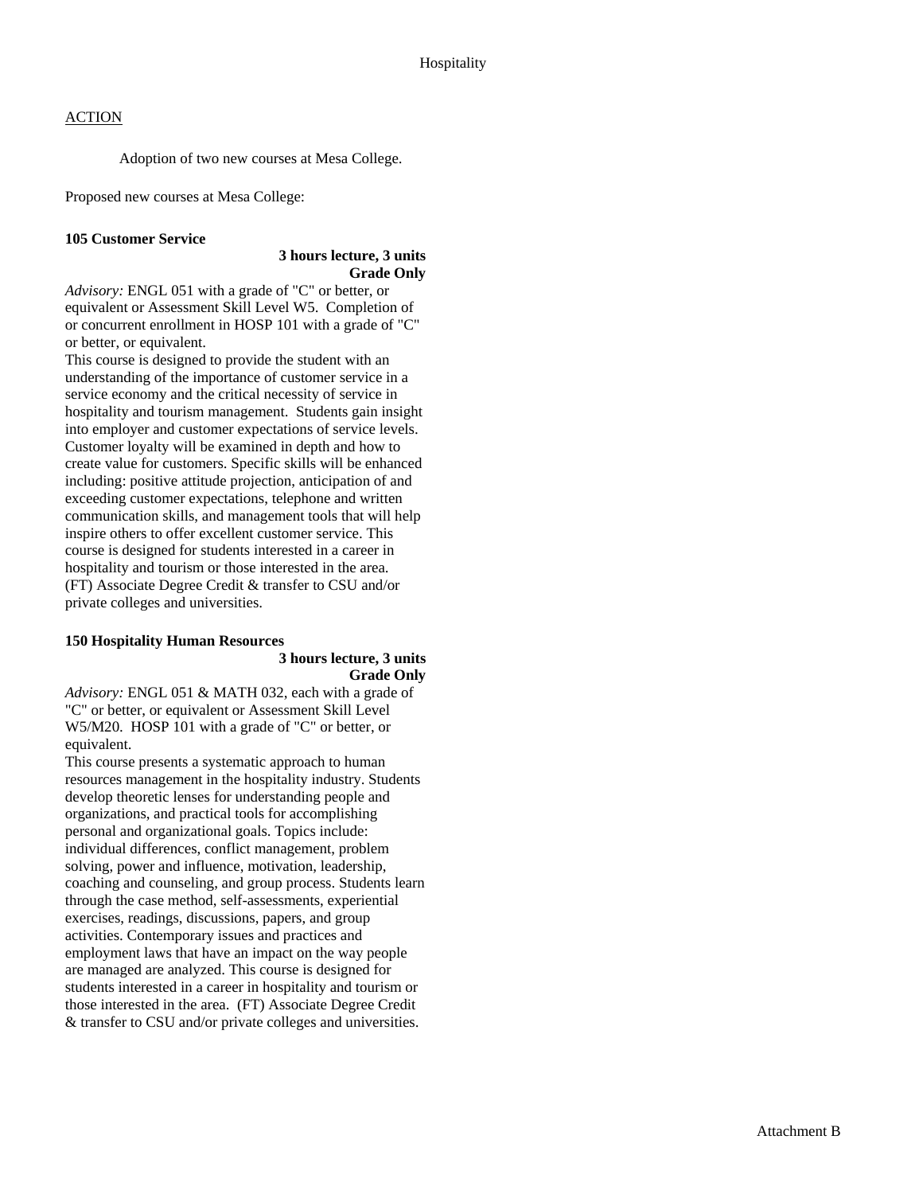Hospitality

ACTION

Adoption of two new courses at Mesa College.

Proposed new courses at Mesa College:

**105 Customer Service**

**3 hours lecture, 3 units**
**Grade Only**

*Advisory:* ENGL 051 with a grade of "C" or better, or equivalent or Assessment Skill Level W5. Completion of or concurrent enrollment in HOSP 101 with a grade of "C" or better, or equivalent.

This course is designed to provide the student with an understanding of the importance of customer service in a service economy and the critical necessity of service in hospitality and tourism management. Students gain insight into employer and customer expectations of service levels. Customer loyalty will be examined in depth and how to create value for customers. Specific skills will be enhanced including: positive attitude projection, anticipation of and exceeding customer expectations, telephone and written communication skills, and management tools that will help inspire others to offer excellent customer service. This course is designed for students interested in a career in hospitality and tourism or those interested in the area. (FT) Associate Degree Credit & transfer to CSU and/or private colleges and universities.

**150 Hospitality Human Resources**

**3 hours lecture, 3 units**
**Grade Only**

*Advisory:* ENGL 051 & MATH 032, each with a grade of "C" or better, or equivalent or Assessment Skill Level W5/M20. HOSP 101 with a grade of "C" or better, or equivalent.

This course presents a systematic approach to human resources management in the hospitality industry. Students develop theoretic lenses for understanding people and organizations, and practical tools for accomplishing personal and organizational goals. Topics include: individual differences, conflict management, problem solving, power and influence, motivation, leadership, coaching and counseling, and group process. Students learn through the case method, self-assessments, experiential exercises, readings, discussions, papers, and group activities. Contemporary issues and practices and employment laws that have an impact on the way people are managed are analyzed. This course is designed for students interested in a career in hospitality and tourism or those interested in the area. (FT) Associate Degree Credit & transfer to CSU and/or private colleges and universities.

Attachment B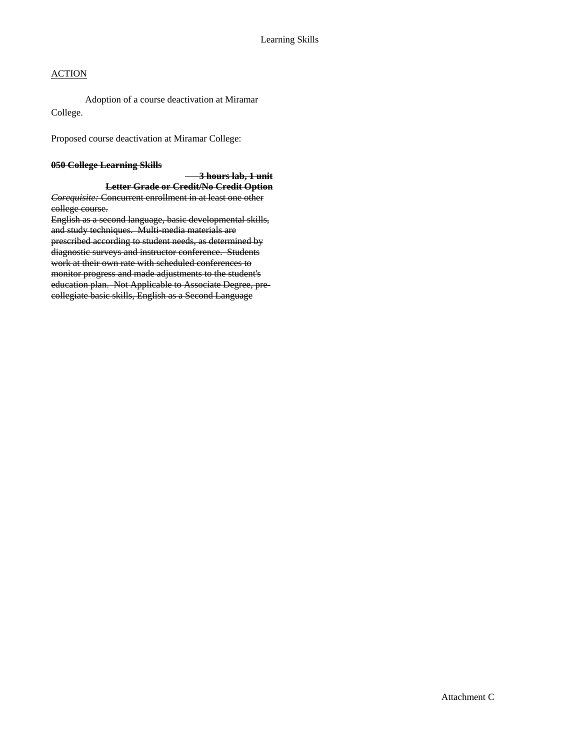Learning Skills

ACTION

Adoption of a course deactivation at Miramar College.

Proposed course deactivation at Miramar College:

~~**050 College Learning Skills**~~

~~**3 hours lab, 1 unit**~~

~~**Letter Grade or Credit/No Credit Option**~~

~~*Corequisite:* Concurrent enrollment in at least one other college course.~~

~~English as a second language, basic developmental skills, and study techniques. Multi-media materials are prescribed according to student needs, as determined by diagnostic surveys and instructor conference. Students work at their own rate with scheduled conferences to monitor progress and made adjustments to the student's education plan. Not Applicable to Associate Degree, pre-collegiate basic skills, English as a Second Language~~

Attachment C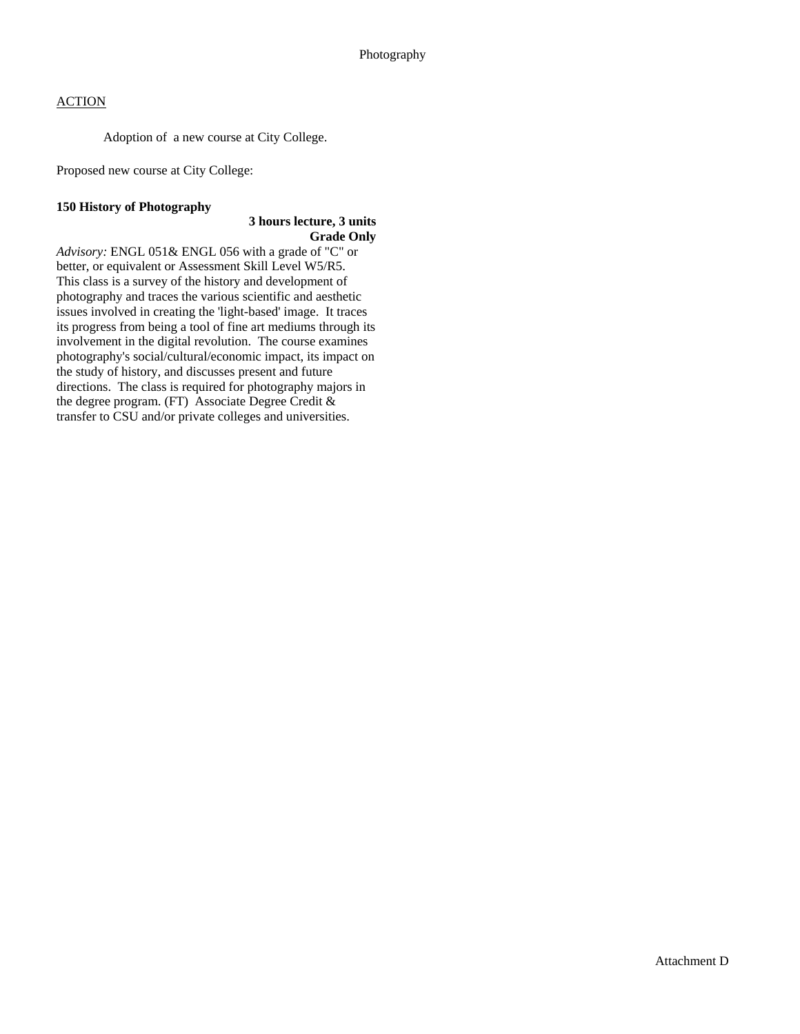Photography

ACTION

Adoption of a new course at City College.

Proposed new course at City College:

**150 History of Photography**

**3 hours lecture, 3 units**
**Grade Only**

*Advisory:* ENGL 051& ENGL 056 with a grade of "C" or better, or equivalent or Assessment Skill Level W5/R5. This class is a survey of the history and development of photography and traces the various scientific and aesthetic issues involved in creating the 'light-based' image. It traces its progress from being a tool of fine art mediums through its involvement in the digital revolution. The course examines photography's social/cultural/economic impact, its impact on the study of history, and discusses present and future directions. The class is required for photography majors in the degree program. (FT) Associate Degree Credit & transfer to CSU and/or private colleges and universities.

Attachment D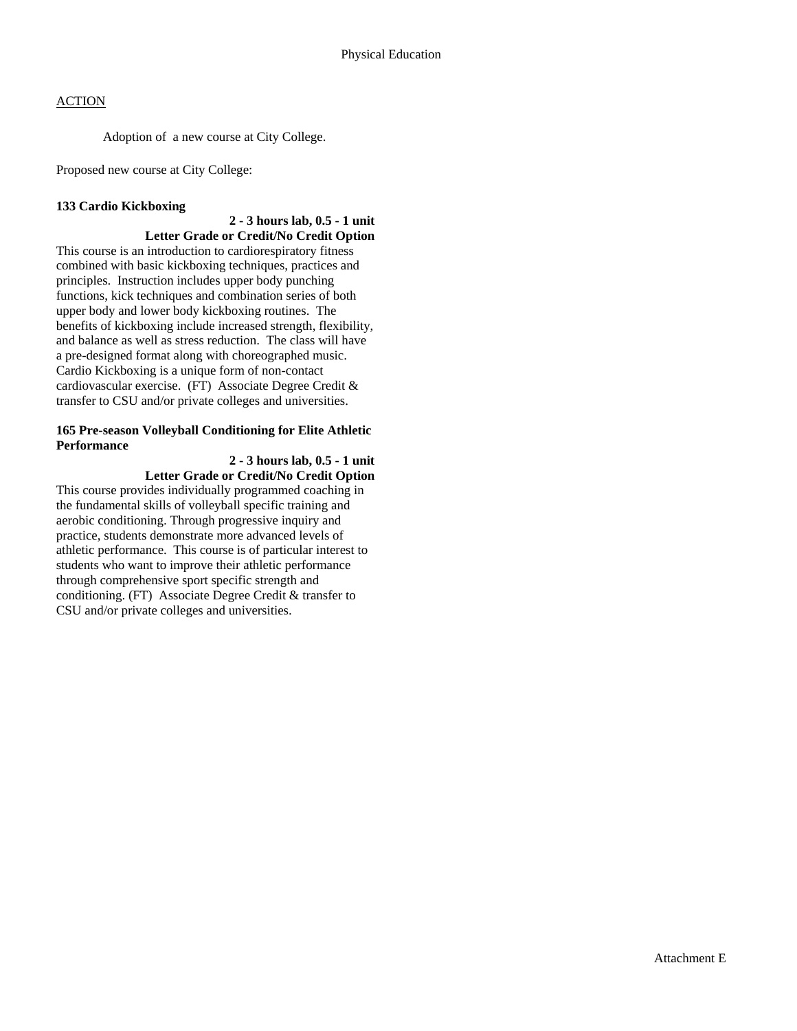Physical Education

ACTION

Adoption of a new course at City College.

Proposed new course at City College:

**133 Cardio Kickboxing**

**2 - 3 hours lab, 0.5 - 1 unit**
**Letter Grade or Credit/No Credit Option**

This course is an introduction to cardiorespiratory fitness combined with basic kickboxing techniques, practices and principles. Instruction includes upper body punching functions, kick techniques and combination series of both upper body and lower body kickboxing routines. The benefits of kickboxing include increased strength, flexibility, and balance as well as stress reduction. The class will have a pre-designed format along with choreographed music. Cardio Kickboxing is a unique form of non-contact cardiovascular exercise. (FT) Associate Degree Credit & transfer to CSU and/or private colleges and universities.

**165 Pre-season Volleyball Conditioning for Elite Athletic Performance**

**2 - 3 hours lab, 0.5 - 1 unit**
**Letter Grade or Credit/No Credit Option**

This course provides individually programmed coaching in the fundamental skills of volleyball specific training and aerobic conditioning. Through progressive inquiry and practice, students demonstrate more advanced levels of athletic performance. This course is of particular interest to students who want to improve their athletic performance through comprehensive sport specific strength and conditioning. (FT) Associate Degree Credit & transfer to CSU and/or private colleges and universities.

Attachment E